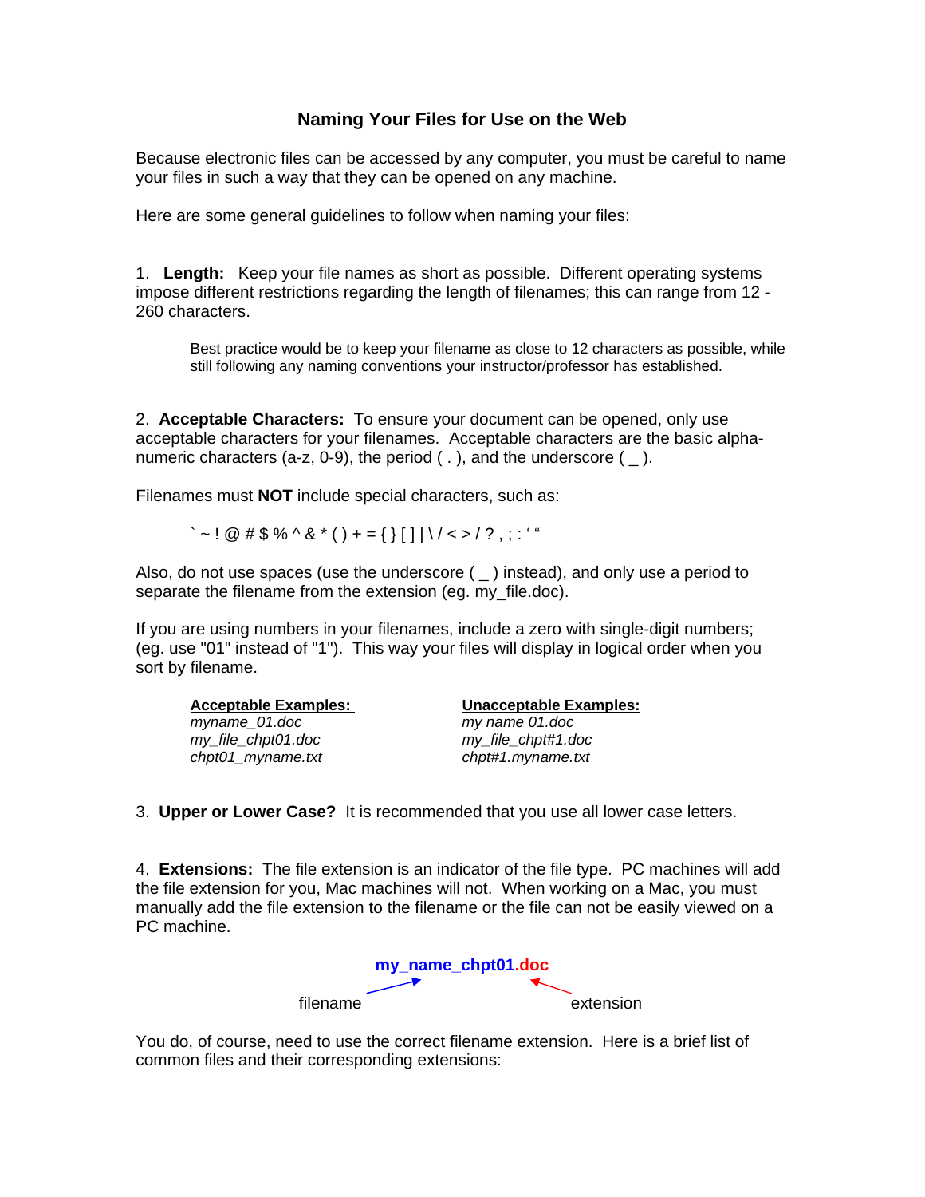# Naming Your Files for Use on the Web

Because electronic files can be accessed by any computer, you must be careful to name your files in such a way that they can be opened on any machine.

Here are some general guidelines to follow when naming your files:

1. **Length:** Keep your file names as short as possible. Different operating systems impose different restrictions regarding the length of filenames; this can range from 12 - 260 characters.

   Best practice would be to keep your filename as close to 12 characters as possible, while still following any naming conventions your instructor/professor has established.

2. **Acceptable Characters:** To ensure your document can be opened, only use acceptable characters for your filenames. Acceptable characters are the basic alpha-numeric characters (a-z, 0-9), the period ( . ), and the underscore ( _ ).

Filenames must **NOT** include special characters, such as:

` ~ ! @ # $ % ^ & * ( ) + = { } [ ] | \ / < > / ? , ; : ' "

Also, do not use spaces (use the underscore ( _ ) instead), and only use a period to separate the filename from the extension (eg. my_file.doc).

If you are using numbers in your filenames, include a zero with single-digit numbers; (eg. use "01" instead of "1"). This way your files will display in logical order when you sort by filename.

| Acceptable Examples: | Unacceptable Examples: |
| --- | --- |
| *myname_01.doc* | *my name 01.doc* |
| *my_file_chpt01.doc* | *my_file_chpt#1.doc* |
| *chpt01_myname.txt* | *chpt#1.myname.txt* |

3. **Upper or Lower Case?** It is recommended that you use all lower case letters.

4. **Extensions:** The file extension is an indicator of the file type. PC machines will add the file extension for you, Mac machines will not. When working on a Mac, you must manually add the file extension to the filename or the file can not be easily viewed on a PC machine.

**my_name_chpt01.doc**

filename → my_name_chpt01 extension → .doc

You do, of course, need to use the correct filename extension. Here is a brief list of common files and their corresponding extensions: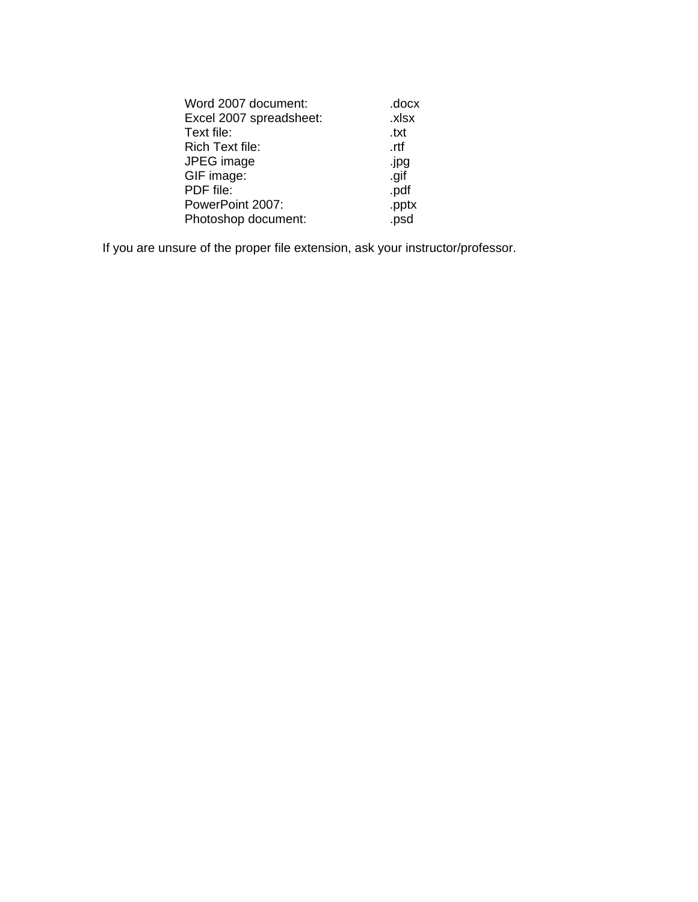| | |
|---|---|
| Word 2007 document: | .docx |
| Excel 2007 spreadsheet: | .xlsx |
| Text file: | .txt |
| Rich Text file: | .rtf |
| JPEG image | .jpg |
| GIF image: | .gif |
| PDF file: | .pdf |
| PowerPoint 2007: | .pptx |
| Photoshop document: | .psd |

If you are unsure of the proper file extension, ask your instructor/professor.